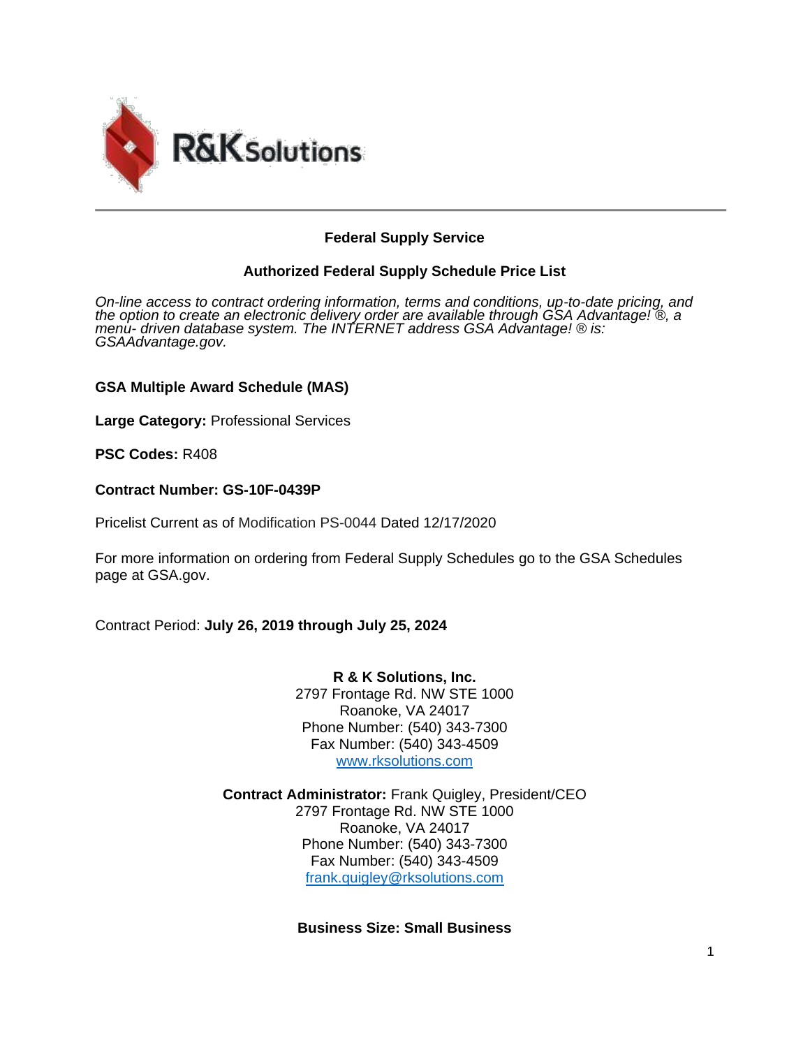R&K Solutions

## Federal Supply Service

## Authorized Federal Supply Schedule Price List

*On-line access to contract ordering information, terms and conditions, up-to-date pricing, and the option to create an electronic delivery order are available through GSA Advantage! ®, a menu- driven database system. The INTERNET address GSA Advantage! ® is: GSAAdvantage.gov.*

**GSA Multiple Award Schedule (MAS)**

**Large Category:** Professional Services

**PSC Codes:** R408

**Contract Number: GS-10F-0439P**

Pricelist Current as of Modification PS-0044 Dated 12/17/2020

For more information on ordering from Federal Supply Schedules go to the GSA Schedules page at GSA.gov.

Contract Period: **July 26, 2019 through July 25, 2024**

**R & K Solutions, Inc.**
2797 Frontage Rd. NW STE 1000
Roanoke, VA 24017
Phone Number: (540) 343-7300
Fax Number: (540) 343-4509
www.rksolutions.com

**Contract Administrator:** Frank Quigley, President/CEO
2797 Frontage Rd. NW STE 1000
Roanoke, VA 24017
Phone Number: (540) 343-7300
Fax Number: (540) 343-4509
frank.quigley@rksolutions.com

**Business Size: Small Business**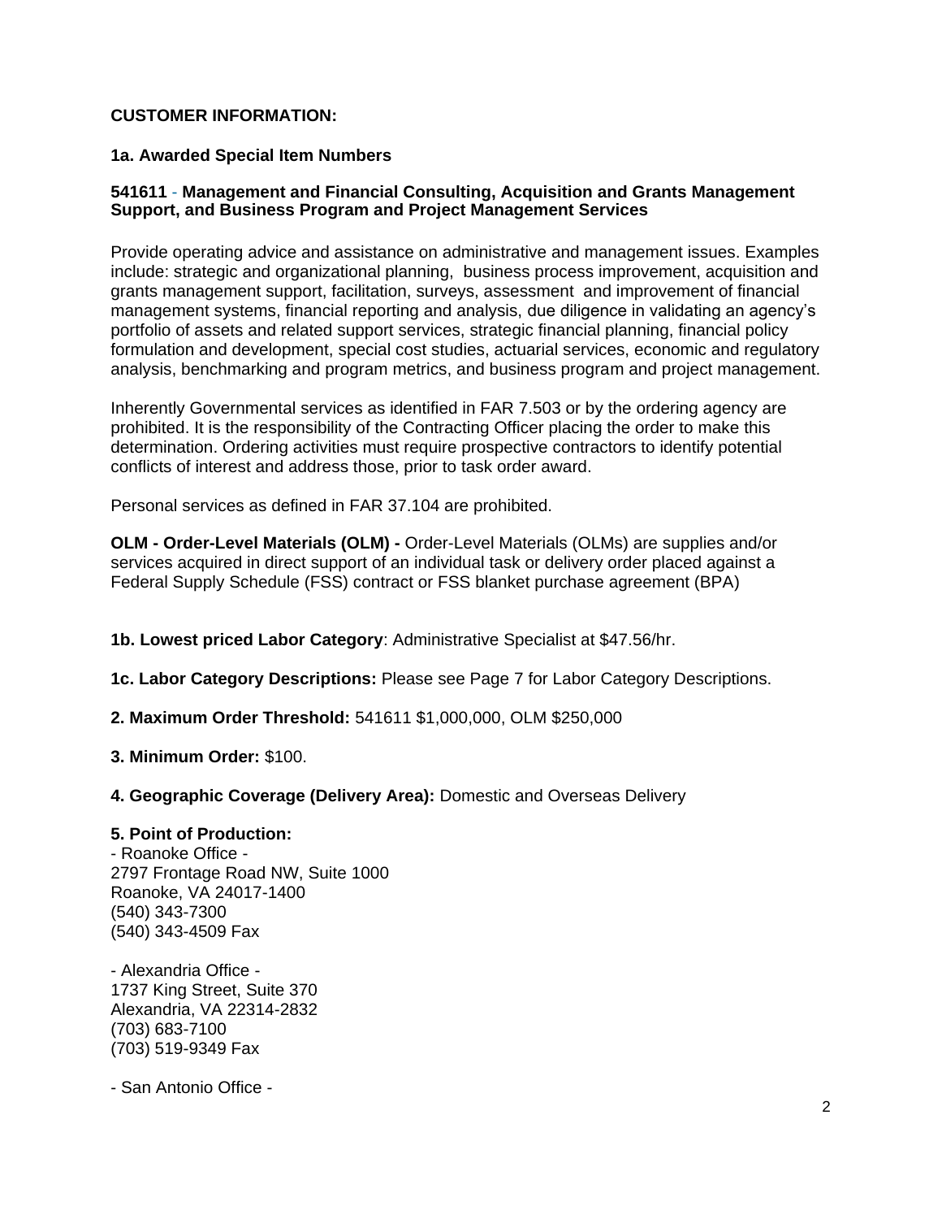**CUSTOMER INFORMATION:**

**1a. Awarded Special Item Numbers**

**541611 - Management and Financial Consulting, Acquisition and Grants Management Support, and Business Program and Project Management Services**

Provide operating advice and assistance on administrative and management issues. Examples include: strategic and organizational planning, business process improvement, acquisition and grants management support, facilitation, surveys, assessment and improvement of financial management systems, financial reporting and analysis, due diligence in validating an agency's portfolio of assets and related support services, strategic financial planning, financial policy formulation and development, special cost studies, actuarial services, economic and regulatory analysis, benchmarking and program metrics, and business program and project management.

Inherently Governmental services as identified in FAR 7.503 or by the ordering agency are prohibited. It is the responsibility of the Contracting Officer placing the order to make this determination. Ordering activities must require prospective contractors to identify potential conflicts of interest and address those, prior to task order award.

Personal services as defined in FAR 37.104 are prohibited.

**OLM - Order-Level Materials (OLM) -** Order-Level Materials (OLMs) are supplies and/or services acquired in direct support of an individual task or delivery order placed against a Federal Supply Schedule (FSS) contract or FSS blanket purchase agreement (BPA)

**1b. Lowest priced Labor Category**: Administrative Specialist at $47.56/hr.

**1c. Labor Category Descriptions:** Please see Page 7 for Labor Category Descriptions.

**2. Maximum Order Threshold:** 541611 $1,000,000, OLM $250,000

**3. Minimum Order:** $100.

**4. Geographic Coverage (Delivery Area):** Domestic and Overseas Delivery

**5. Point of Production:**

- Roanoke Office -
2797 Frontage Road NW, Suite 1000
Roanoke, VA 24017-1400
(540) 343-7300
(540) 343-4509 Fax

- Alexandria Office -
1737 King Street, Suite 370
Alexandria, VA 22314-2832
(703) 683-7100
(703) 519-9349 Fax

- San Antonio Office -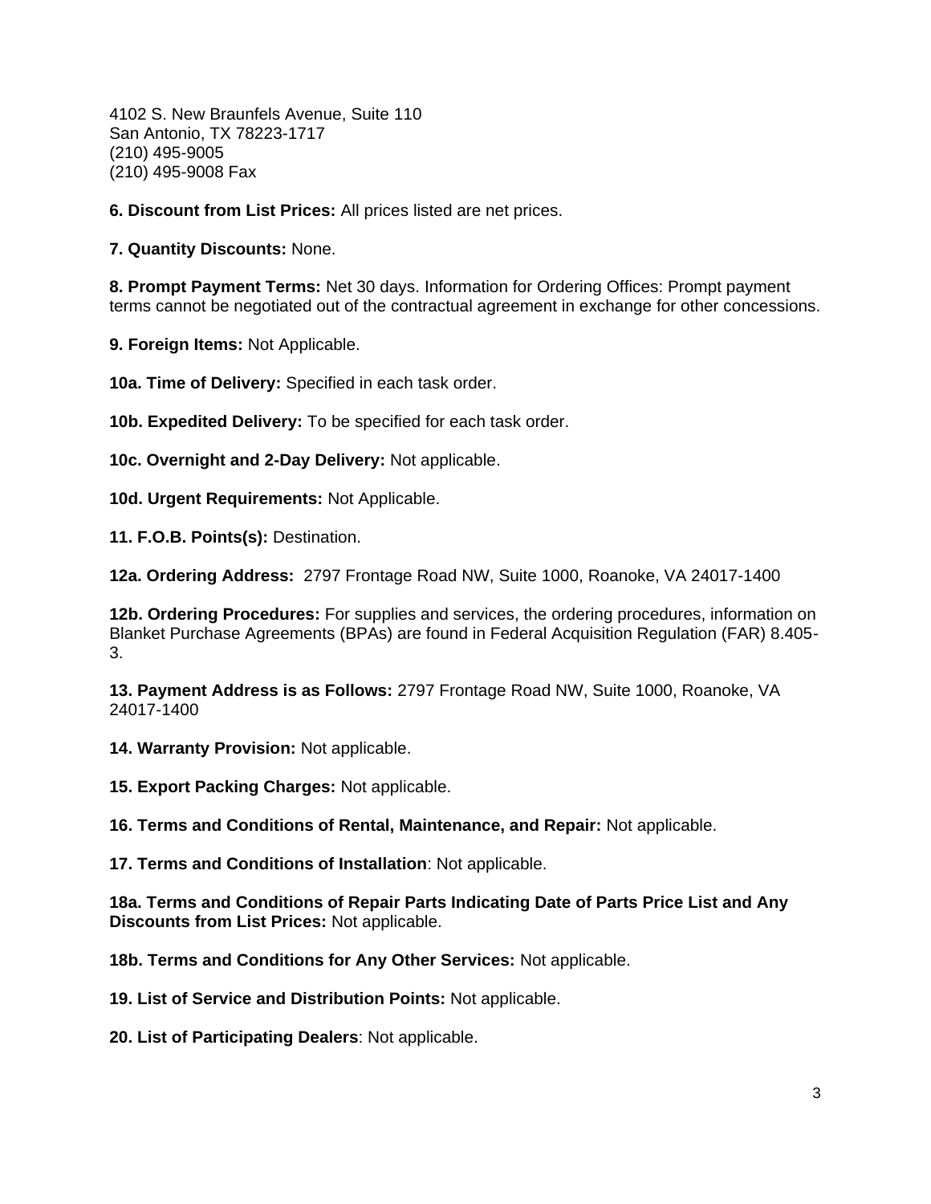4102 S. New Braunfels Avenue, Suite 110
San Antonio, TX 78223-1717
(210) 495-9005
(210) 495-9008 Fax

**6. Discount from List Prices:** All prices listed are net prices.

**7. Quantity Discounts:** None.

**8. Prompt Payment Terms:** Net 30 days. Information for Ordering Offices: Prompt payment terms cannot be negotiated out of the contractual agreement in exchange for other concessions.

**9. Foreign Items:** Not Applicable.

**10a. Time of Delivery:** Specified in each task order.

**10b. Expedited Delivery:** To be specified for each task order.

**10c. Overnight and 2-Day Delivery:** Not applicable.

**10d. Urgent Requirements:** Not Applicable.

**11. F.O.B. Points(s):** Destination.

**12a. Ordering Address:** 2797 Frontage Road NW, Suite 1000, Roanoke, VA 24017-1400

**12b. Ordering Procedures:** For supplies and services, the ordering procedures, information on Blanket Purchase Agreements (BPAs) are found in Federal Acquisition Regulation (FAR) 8.405-3.

**13. Payment Address is as Follows:** 2797 Frontage Road NW, Suite 1000, Roanoke, VA 24017-1400

**14. Warranty Provision:** Not applicable.

**15. Export Packing Charges:** Not applicable.

**16. Terms and Conditions of Rental, Maintenance, and Repair:** Not applicable.

**17. Terms and Conditions of Installation**: Not applicable.

**18a. Terms and Conditions of Repair Parts Indicating Date of Parts Price List and Any Discounts from List Prices:** Not applicable.

**18b. Terms and Conditions for Any Other Services:** Not applicable.

**19. List of Service and Distribution Points:** Not applicable.

**20. List of Participating Dealers**: Not applicable.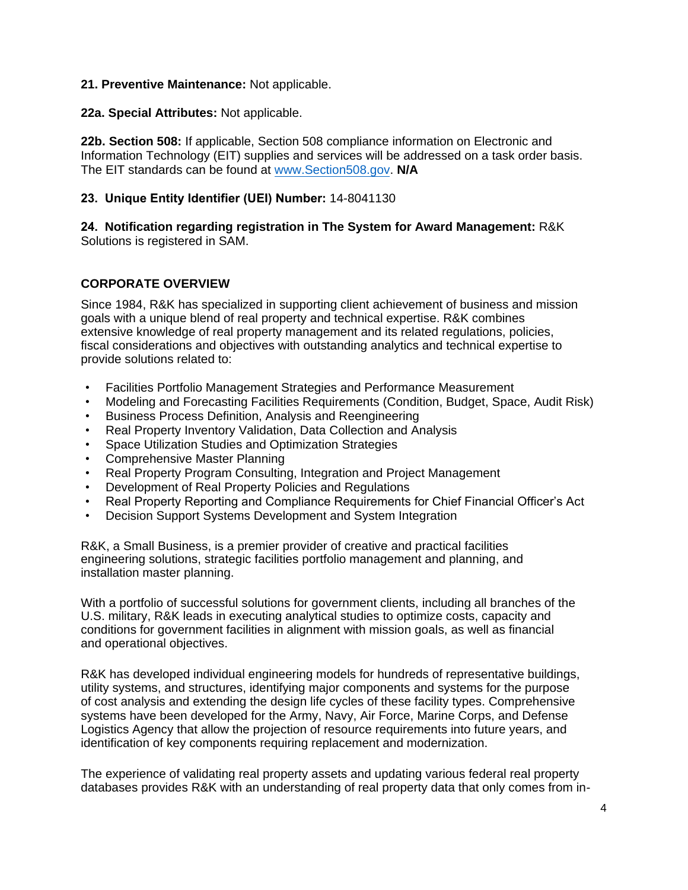**21. Preventive Maintenance:** Not applicable.

**22a. Special Attributes:** Not applicable.

**22b. Section 508:** If applicable, Section 508 compliance information on Electronic and Information Technology (EIT) supplies and services will be addressed on a task order basis. The EIT standards can be found at www.Section508.gov. **N/A**

**23. Unique Entity Identifier (UEI) Number:** 14-8041130

**24. Notification regarding registration in The System for Award Management:** R&K Solutions is registered in SAM.

## CORPORATE OVERVIEW

Since 1984, R&K has specialized in supporting client achievement of business and mission goals with a unique blend of real property and technical expertise. R&K combines extensive knowledge of real property management and its related regulations, policies, fiscal considerations and objectives with outstanding analytics and technical expertise to provide solutions related to:

- Facilities Portfolio Management Strategies and Performance Measurement
- Modeling and Forecasting Facilities Requirements (Condition, Budget, Space, Audit Risk)
- Business Process Definition, Analysis and Reengineering
- Real Property Inventory Validation, Data Collection and Analysis
- Space Utilization Studies and Optimization Strategies
- Comprehensive Master Planning
- Real Property Program Consulting, Integration and Project Management
- Development of Real Property Policies and Regulations
- Real Property Reporting and Compliance Requirements for Chief Financial Officer's Act
- Decision Support Systems Development and System Integration

R&K, a Small Business, is a premier provider of creative and practical facilities engineering solutions, strategic facilities portfolio management and planning, and installation master planning.

With a portfolio of successful solutions for government clients, including all branches of the U.S. military, R&K leads in executing analytical studies to optimize costs, capacity and conditions for government facilities in alignment with mission goals, as well as financial and operational objectives.

R&K has developed individual engineering models for hundreds of representative buildings, utility systems, and structures, identifying major components and systems for the purpose of cost analysis and extending the design life cycles of these facility types. Comprehensive systems have been developed for the Army, Navy, Air Force, Marine Corps, and Defense Logistics Agency that allow the projection of resource requirements into future years, and identification of key components requiring replacement and modernization.

The experience of validating real property assets and updating various federal real property databases provides R&K with an understanding of real property data that only comes from in-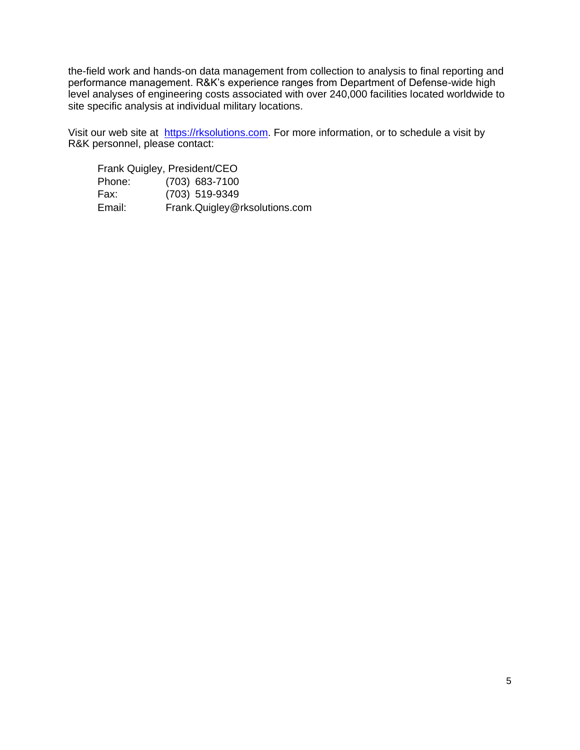the-field work and hands-on data management from collection to analysis to final reporting and performance management. R&K's experience ranges from Department of Defense-wide high level analyses of engineering costs associated with over 240,000 facilities located worldwide to site specific analysis at individual military locations.

Visit our web site at [https://rksolutions.com](https://rksolutions.com). For more information, or to schedule a visit by R&K personnel, please contact:

Frank Quigley, President/CEO
Phone: (703) 683-7100
Fax: (703) 519-9349
Email: Frank.Quigley@rksolutions.com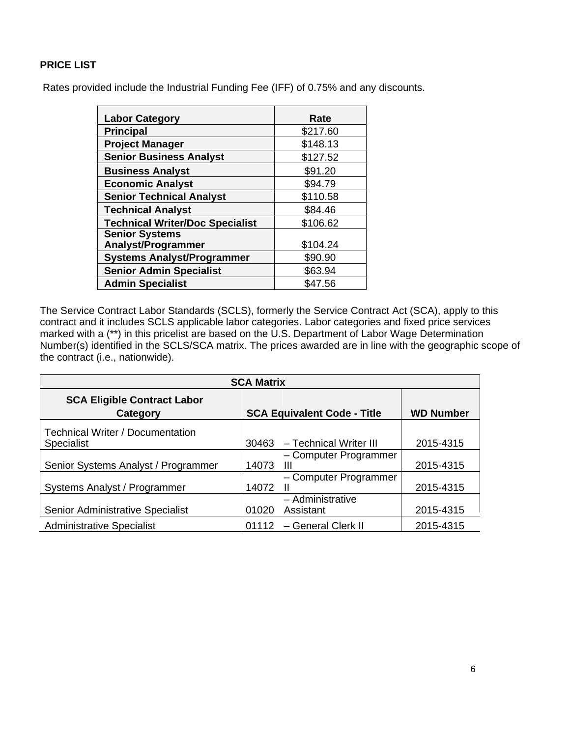**PRICE LIST**

Rates provided include the Industrial Funding Fee (IFF) of 0.75% and any discounts.

| Labor Category | Rate |
|---|---|
| **Principal** | $217.60 |
| **Project Manager** | $148.13 |
| **Senior Business Analyst** | $127.52 |
| **Business Analyst** | $91.20 |
| **Economic Analyst** | $94.79 |
| **Senior Technical Analyst** | $110.58 |
| **Technical Analyst** | $84.46 |
| **Technical Writer/Doc Specialist** | $106.62 |
| **Senior Systems Analyst/Programmer** | $104.24 |
| **Systems Analyst/Programmer** | $90.90 |
| **Senior Admin Specialist** | $63.94 |
| **Admin Specialist** | $47.56 |

The Service Contract Labor Standards (SCLS), formerly the Service Contract Act (SCA), apply to this contract and it includes SCLS applicable labor categories. Labor categories and fixed price services marked with a (**) in this pricelist are based on the U.S. Department of Labor Wage Determination Number(s) identified in the SCLS/SCA matrix. The prices awarded are in line with the geographic scope of the contract (i.e., nationwide).

| **SCA Matrix** | | |
|---|---|---|
| **SCA Eligible Contract Labor Category** | **SCA Equivalent Code - Title** | **WD Number** |
| Technical Writer / Documentation Specialist | 30463 – Technical Writer III | 2015-4315 |
| Senior Systems Analyst / Programmer | 14073 – Computer Programmer III | 2015-4315 |
| Systems Analyst / Programmer | 14072 – Computer Programmer II | 2015-4315 |
| Senior Administrative Specialist | 01020 – Administrative Assistant | 2015-4315 |
| Administrative Specialist | 01112 – General Clerk II | 2015-4315 |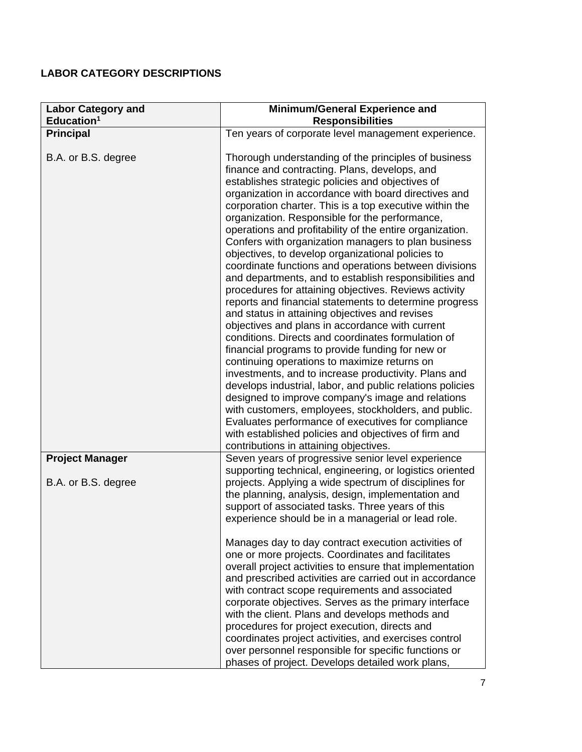## LABOR CATEGORY DESCRIPTIONS

| Labor Category and Education[1] | Minimum/General Experience and Responsibilities |
|---|---|
| **Principal**<br><br>B.A. or B.S. degree | Ten years of corporate level management experience.<br><br>Thorough understanding of the principles of business finance and contracting. Plans, develops, and establishes strategic policies and objectives of organization in accordance with board directives and corporation charter. This is a top executive within the organization. Responsible for the performance, operations and profitability of the entire organization. Confers with organization managers to plan business objectives, to develop organizational policies to coordinate functions and operations between divisions and departments, and to establish responsibilities and procedures for attaining objectives. Reviews activity reports and financial statements to determine progress and status in attaining objectives and revises objectives and plans in accordance with current conditions. Directs and coordinates formulation of financial programs to provide funding for new or continuing operations to maximize returns on investments, and to increase productivity. Plans and develops industrial, labor, and public relations policies designed to improve company's image and relations with customers, employees, stockholders, and public. Evaluates performance of executives for compliance with established policies and objectives of firm and contributions in attaining objectives. |
| **Project Manager**<br><br>B.A. or B.S. degree | Seven years of progressive senior level experience supporting technical, engineering, or logistics oriented projects. Applying a wide spectrum of disciplines for the planning, analysis, design, implementation and support of associated tasks. Three years of this experience should be in a managerial or lead role.<br><br>Manages day to day contract execution activities of one or more projects. Coordinates and facilitates overall project activities to ensure that implementation and prescribed activities are carried out in accordance with contract scope requirements and associated corporate objectives. Serves as the primary interface with the client. Plans and develops methods and procedures for project execution, directs and coordinates project activities, and exercises control over personnel responsible for specific functions or phases of project. Develops detailed work plans, |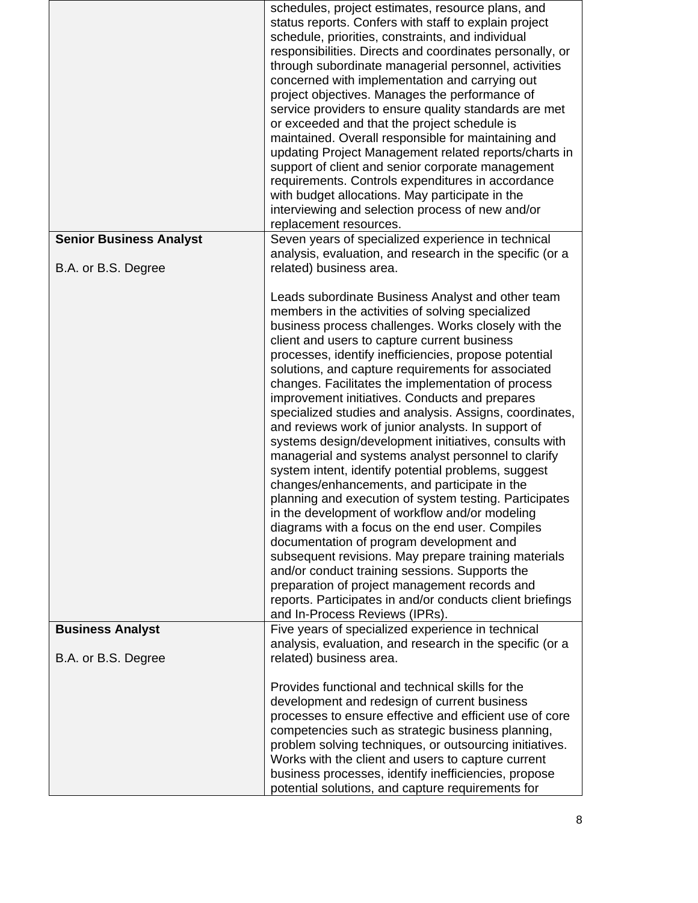| | |
|---|---|
| | schedules, project estimates, resource plans, and status reports. Confers with staff to explain project schedule, priorities, constraints, and individual responsibilities. Directs and coordinates personally, or through subordinate managerial personnel, activities concerned with implementation and carrying out project objectives. Manages the performance of service providers to ensure quality standards are met or exceeded and that the project schedule is maintained. Overall responsible for maintaining and updating Project Management related reports/charts in support of client and senior corporate management requirements. Controls expenditures in accordance with budget allocations. May participate in the interviewing and selection process of new and/or replacement resources. |
| **Senior Business Analyst**<br><br>B.A. or B.S. Degree | Seven years of specialized experience in technical analysis, evaluation, and research in the specific (or a related) business area.<br><br>Leads subordinate Business Analyst and other team members in the activities of solving specialized business process challenges. Works closely with the client and users to capture current business processes, identify inefficiencies, propose potential solutions, and capture requirements for associated changes. Facilitates the implementation of process improvement initiatives. Conducts and prepares specialized studies and analysis. Assigns, coordinates, and reviews work of junior analysts. In support of systems design/development initiatives, consults with managerial and systems analyst personnel to clarify system intent, identify potential problems, suggest changes/enhancements, and participate in the planning and execution of system testing. Participates in the development of workflow and/or modeling diagrams with a focus on the end user. Compiles documentation of program development and subsequent revisions. May prepare training materials and/or conduct training sessions. Supports the preparation of project management records and reports. Participates in and/or conducts client briefings and In-Process Reviews (IPRs). |
| **Business Analyst**<br><br>B.A. or B.S. Degree | Five years of specialized experience in technical analysis, evaluation, and research in the specific (or a related) business area.<br><br>Provides functional and technical skills for the development and redesign of current business processes to ensure effective and efficient use of core competencies such as strategic business planning, problem solving techniques, or outsourcing initiatives. Works with the client and users to capture current business processes, identify inefficiencies, propose potential solutions, and capture requirements for |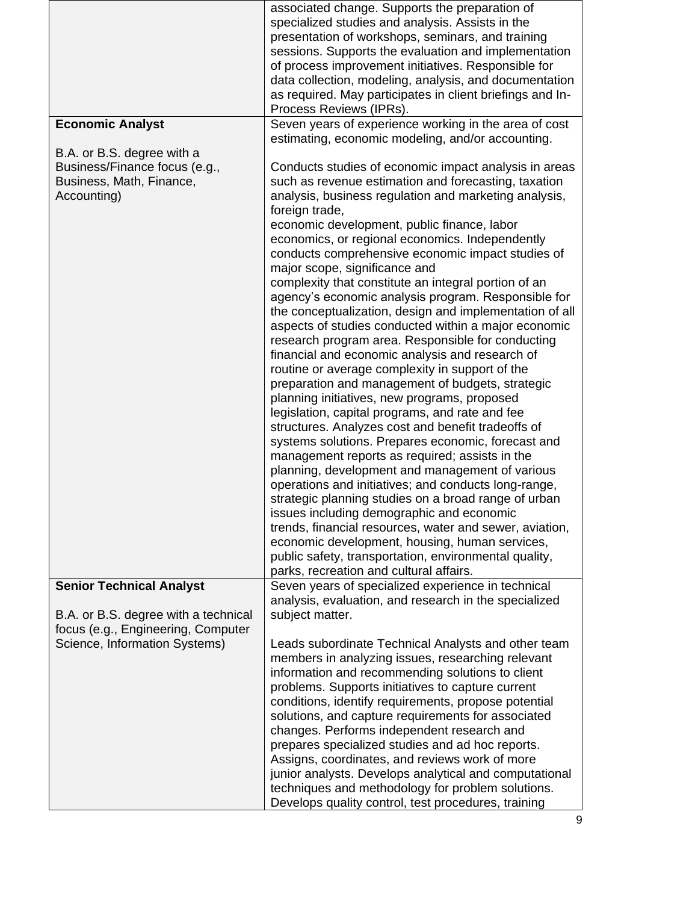| | |
|---|---|
| | associated change. Supports the preparation of specialized studies and analysis. Assists in the presentation of workshops, seminars, and training sessions. Supports the evaluation and implementation of process improvement initiatives. Responsible for data collection, modeling, analysis, and documentation as required. May participates in client briefings and In-Process Reviews (IPRs). |
| **Economic Analyst**<br><br>B.A. or B.S. degree with a Business/Finance focus (e.g., Business, Math, Finance, Accounting) | Seven years of experience working in the area of cost estimating, economic modeling, and/or accounting.<br><br>Conducts studies of economic impact analysis in areas such as revenue estimation and forecasting, taxation analysis, business regulation and marketing analysis, foreign trade, economic development, public finance, labor economics, or regional economics. Independently conducts comprehensive economic impact studies of major scope, significance and complexity that constitute an integral portion of an agency's economic analysis program. Responsible for the conceptualization, design and implementation of all aspects of studies conducted within a major economic research program area. Responsible for conducting financial and economic analysis and research of routine or average complexity in support of the preparation and management of budgets, strategic planning initiatives, new programs, proposed legislation, capital programs, and rate and fee structures. Analyzes cost and benefit tradeoffs of systems solutions. Prepares economic, forecast and management reports as required; assists in the planning, development and management of various operations and initiatives; and conducts long-range, strategic planning studies on a broad range of urban issues including demographic and economic trends, financial resources, water and sewer, aviation, economic development, housing, human services, public safety, transportation, environmental quality, parks, recreation and cultural affairs. |
| **Senior Technical Analyst**<br><br>B.A. or B.S. degree with a technical focus (e.g., Engineering, Computer Science, Information Systems) | Seven years of specialized experience in technical analysis, evaluation, and research in the specialized subject matter.<br><br>Leads subordinate Technical Analysts and other team members in analyzing issues, researching relevant information and recommending solutions to client problems. Supports initiatives to capture current conditions, identify requirements, propose potential solutions, and capture requirements for associated changes. Performs independent research and prepares specialized studies and ad hoc reports. Assigns, coordinates, and reviews work of more junior analysts. Develops analytical and computational techniques and methodology for problem solutions. Develops quality control, test procedures, training |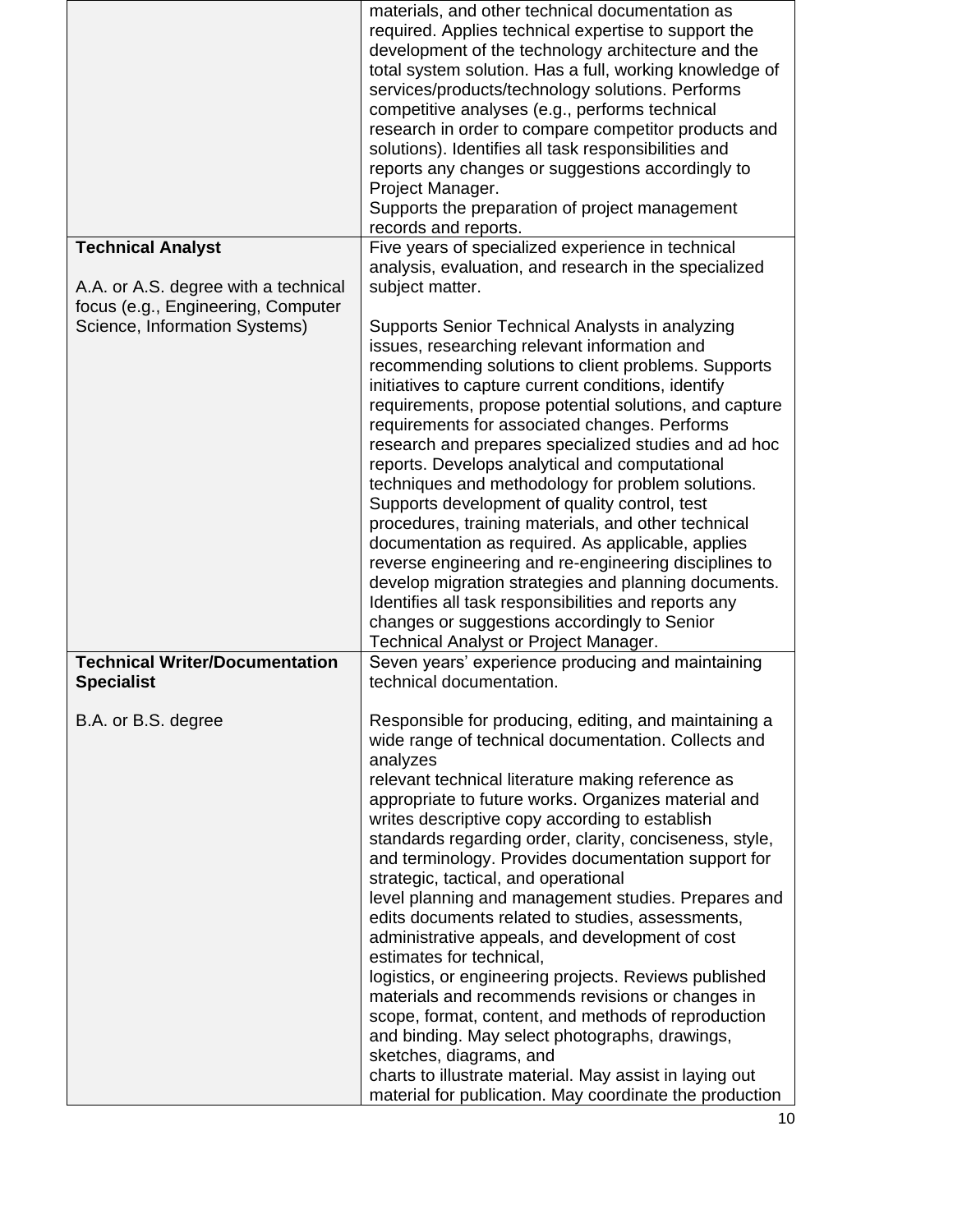| | |
|---|---|
| | materials, and other technical documentation as required. Applies technical expertise to support the development of the technology architecture and the total system solution. Has a full, working knowledge of services/products/technology solutions. Performs competitive analyses (e.g., performs technical research in order to compare competitor products and solutions). Identifies all task responsibilities and reports any changes or suggestions accordingly to Project Manager.<br>Supports the preparation of project management records and reports. |
| **Technical Analyst**<br><br>A.A. or A.S. degree with a technical focus (e.g., Engineering, Computer Science, Information Systems) | Five years of specialized experience in technical analysis, evaluation, and research in the specialized subject matter.<br><br>Supports Senior Technical Analysts in analyzing issues, researching relevant information and recommending solutions to client problems. Supports initiatives to capture current conditions, identify requirements, propose potential solutions, and capture requirements for associated changes. Performs research and prepares specialized studies and ad hoc reports. Develops analytical and computational techniques and methodology for problem solutions. Supports development of quality control, test procedures, training materials, and other technical documentation as required. As applicable, applies reverse engineering and re-engineering disciplines to develop migration strategies and planning documents. Identifies all task responsibilities and reports any changes or suggestions accordingly to Senior Technical Analyst or Project Manager. |
| **Technical Writer/Documentation Specialist**<br><br>B.A. or B.S. degree | Seven years' experience producing and maintaining technical documentation.<br><br>Responsible for producing, editing, and maintaining a wide range of technical documentation. Collects and analyzes relevant technical literature making reference as appropriate to future works. Organizes material and writes descriptive copy according to establish standards regarding order, clarity, conciseness, style, and terminology. Provides documentation support for strategic, tactical, and operational level planning and management studies. Prepares and edits documents related to studies, assessments, administrative appeals, and development of cost estimates for technical, logistics, or engineering projects. Reviews published materials and recommends revisions or changes in scope, format, content, and methods of reproduction and binding. May select photographs, drawings, sketches, diagrams, and charts to illustrate material. May assist in laying out material for publication. May coordinate the production |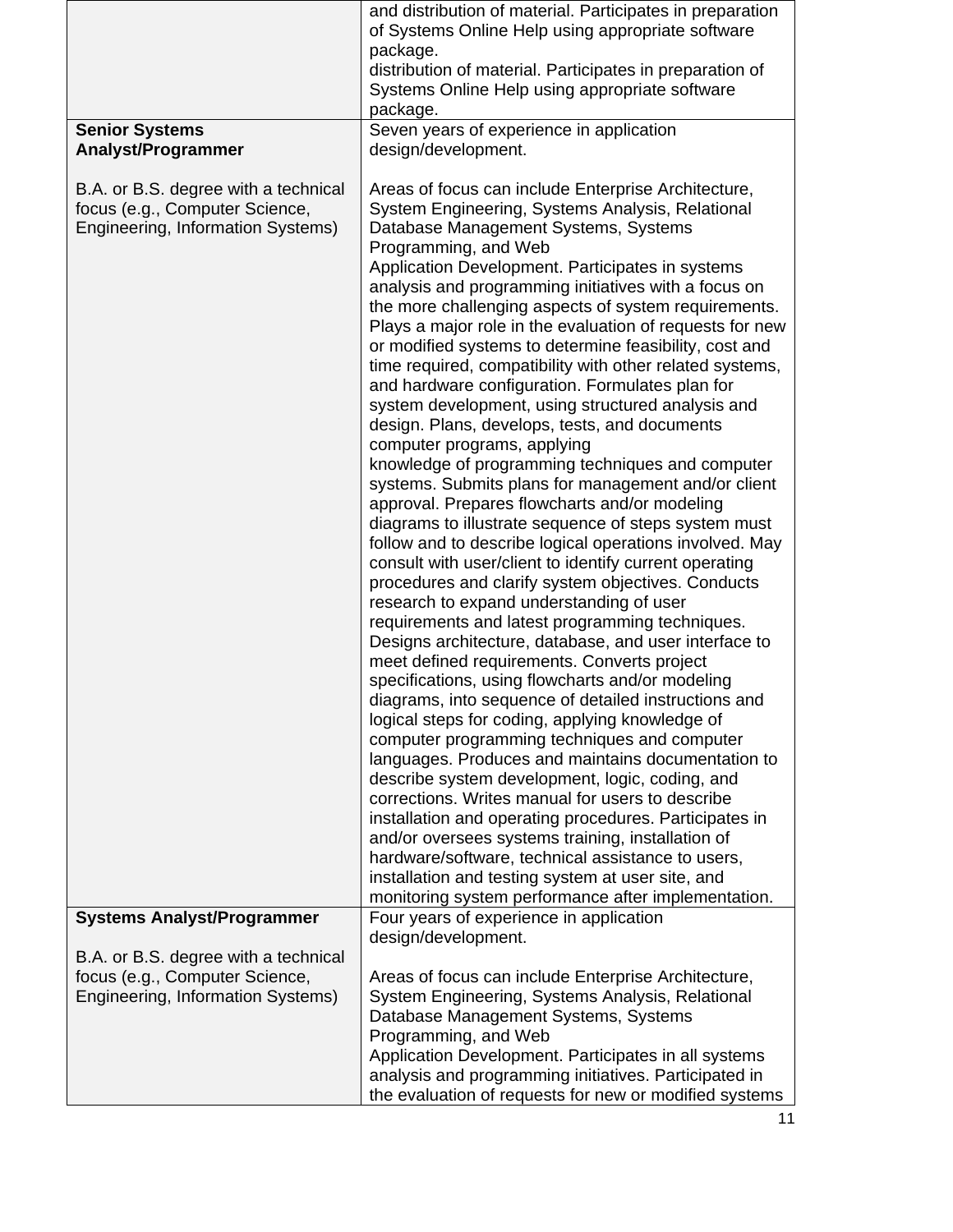| | |
|---|---|
| | and distribution of material. Participates in preparation of Systems Online Help using appropriate software package.<br>distribution of material. Participates in preparation of Systems Online Help using appropriate software package. |
| **Senior Systems Analyst/Programmer**<br><br>B.A. or B.S. degree with a technical focus (e.g., Computer Science, Engineering, Information Systems) | Seven years of experience in application design/development.<br><br>Areas of focus can include Enterprise Architecture, System Engineering, Systems Analysis, Relational Database Management Systems, Systems Programming, and Web Application Development. Participates in systems analysis and programming initiatives with a focus on the more challenging aspects of system requirements. Plays a major role in the evaluation of requests for new or modified systems to determine feasibility, cost and time required, compatibility with other related systems, and hardware configuration. Formulates plan for system development, using structured analysis and design. Plans, develops, tests, and documents computer programs, applying knowledge of programming techniques and computer systems. Submits plans for management and/or client approval. Prepares flowcharts and/or modeling diagrams to illustrate sequence of steps system must follow and to describe logical operations involved. May consult with user/client to identify current operating procedures and clarify system objectives. Conducts research to expand understanding of user requirements and latest programming techniques. Designs architecture, database, and user interface to meet defined requirements. Converts project specifications, using flowcharts and/or modeling diagrams, into sequence of detailed instructions and logical steps for coding, applying knowledge of computer programming techniques and computer languages. Produces and maintains documentation to describe system development, logic, coding, and corrections. Writes manual for users to describe installation and operating procedures. Participates in and/or oversees systems training, installation of hardware/software, technical assistance to users, installation and testing system at user site, and monitoring system performance after implementation. |
| **Systems Analyst/Programmer**<br><br>B.A. or B.S. degree with a technical focus (e.g., Computer Science, Engineering, Information Systems) | Four years of experience in application design/development.<br><br>Areas of focus can include Enterprise Architecture, System Engineering, Systems Analysis, Relational Database Management Systems, Systems Programming, and Web Application Development. Participates in all systems analysis and programming initiatives. Participated in the evaluation of requests for new or modified systems |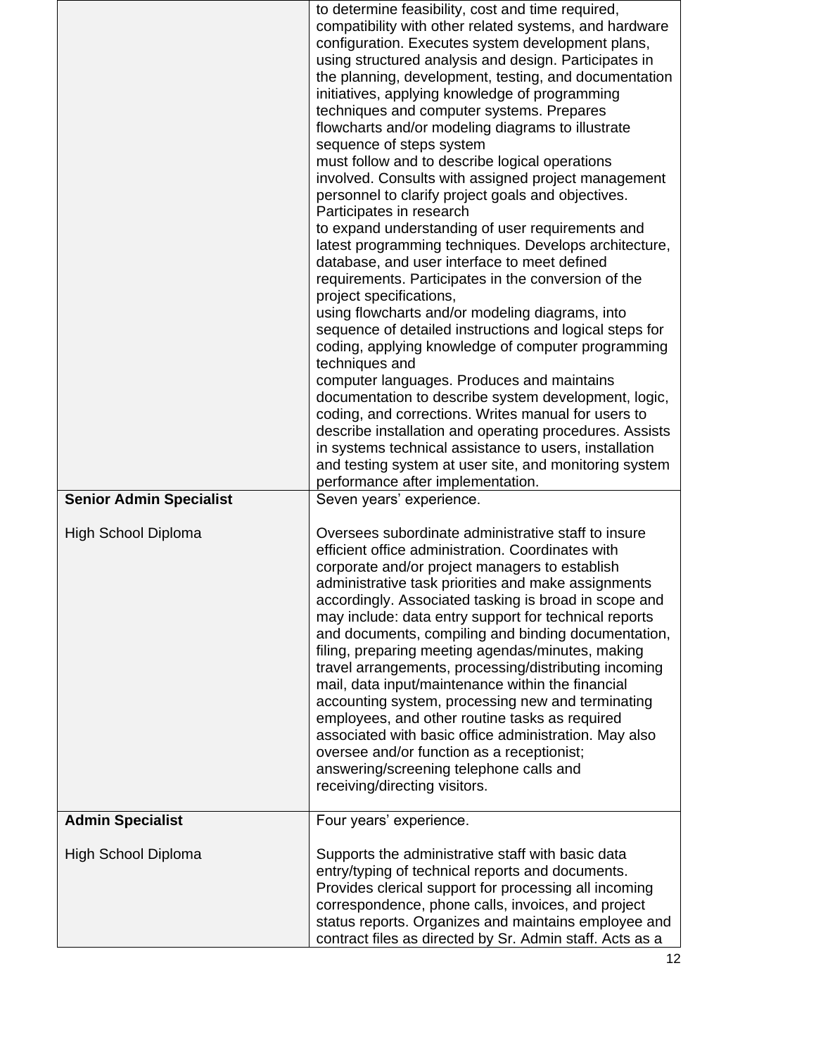| | |
|---|---|
| | to determine feasibility, cost and time required, compatibility with other related systems, and hardware configuration. Executes system development plans, using structured analysis and design. Participates in the planning, development, testing, and documentation initiatives, applying knowledge of programming techniques and computer systems. Prepares flowcharts and/or modeling diagrams to illustrate sequence of steps system must follow and to describe logical operations involved. Consults with assigned project management personnel to clarify project goals and objectives. Participates in research to expand understanding of user requirements and latest programming techniques. Develops architecture, database, and user interface to meet defined requirements. Participates in the conversion of the project specifications, using flowcharts and/or modeling diagrams, into sequence of detailed instructions and logical steps for coding, applying knowledge of computer programming techniques and computer languages. Produces and maintains documentation to describe system development, logic, coding, and corrections. Writes manual for users to describe installation and operating procedures. Assists in systems technical assistance to users, installation and testing system at user site, and monitoring system performance after implementation. |
| **Senior Admin Specialist**<br><br>High School Diploma | Seven years' experience.<br><br>Oversees subordinate administrative staff to insure efficient office administration. Coordinates with corporate and/or project managers to establish administrative task priorities and make assignments accordingly. Associated tasking is broad in scope and may include: data entry support for technical reports and documents, compiling and binding documentation, filing, preparing meeting agendas/minutes, making travel arrangements, processing/distributing incoming mail, data input/maintenance within the financial accounting system, processing new and terminating employees, and other routine tasks as required associated with basic office administration. May also oversee and/or function as a receptionist; answering/screening telephone calls and receiving/directing visitors. |
| **Admin Specialist**<br><br>High School Diploma | Four years' experience.<br><br>Supports the administrative staff with basic data entry/typing of technical reports and documents. Provides clerical support for processing all incoming correspondence, phone calls, invoices, and project status reports. Organizes and maintains employee and contract files as directed by Sr. Admin staff. Acts as a |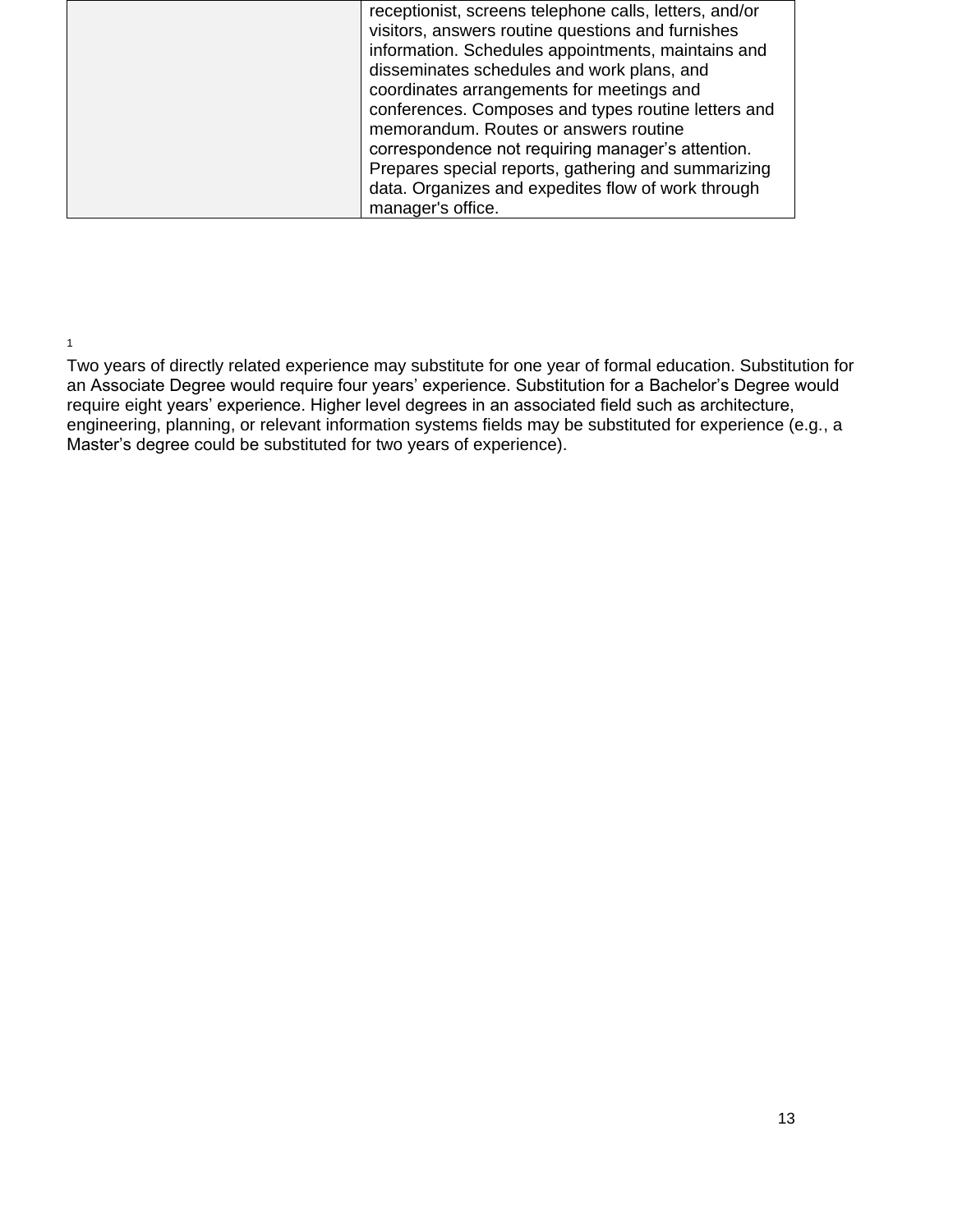| | |
|---|---|
| | receptionist, screens telephone calls, letters, and/or visitors, answers routine questions and furnishes information. Schedules appointments, maintains and disseminates schedules and work plans, and coordinates arrangements for meetings and conferences. Composes and types routine letters and memorandum. Routes or answers routine correspondence not requiring manager's attention. Prepares special reports, gathering and summarizing data. Organizes and expedites flow of work through manager's office. |

[1] Two years of directly related experience may substitute for one year of formal education. Substitution for an Associate Degree would require four years' experience. Substitution for a Bachelor's Degree would require eight years' experience. Higher level degrees in an associated field such as architecture, engineering, planning, or relevant information systems fields may be substituted for experience (e.g., a Master's degree could be substituted for two years of experience).